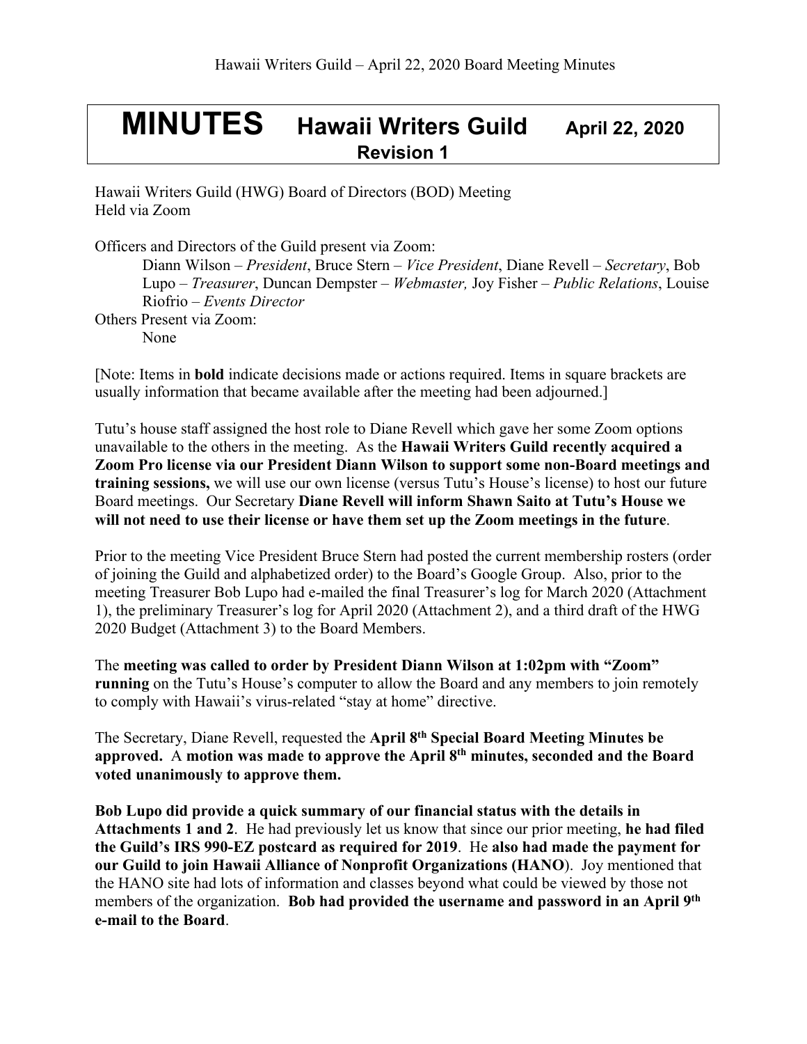# MINUTES Hawaii Writers Guild April 22, 2020

## Revision 1

Hawaii Writers Guild (HWG) Board of Directors (BOD) Meeting
Held via Zoom

Officers and Directors of the Guild present via Zoom:

Diann Wilson – *President*, Bruce Stern – *Vice President*, Diane Revell – *Secretary*, Bob Lupo – *Treasurer*, Duncan Dempster – *Webmaster,* Joy Fisher – *Public Relations*, Louise Riofrio – *Events Director*

Others Present via Zoom:

None

[Note: Items in **bold** indicate decisions made or actions required. Items in square brackets are usually information that became available after the meeting had been adjourned.]

Tutu's house staff assigned the host role to Diane Revell which gave her some Zoom options unavailable to the others in the meeting. As the **Hawaii Writers Guild recently acquired a Zoom Pro license via our President Diann Wilson to support some non-Board meetings and training sessions,** we will use our own license (versus Tutu's House's license) to host our future Board meetings. Our Secretary **Diane Revell will inform Shawn Saito at Tutu's House we will not need to use their license or have them set up the Zoom meetings in the future**.

Prior to the meeting Vice President Bruce Stern had posted the current membership rosters (order of joining the Guild and alphabetized order) to the Board's Google Group. Also, prior to the meeting Treasurer Bob Lupo had e-mailed the final Treasurer's log for March 2020 (Attachment 1), the preliminary Treasurer's log for April 2020 (Attachment 2), and a third draft of the HWG 2020 Budget (Attachment 3) to the Board Members.

The **meeting was called to order by President Diann Wilson at 1:02pm with "Zoom" running** on the Tutu's House's computer to allow the Board and any members to join remotely to comply with Hawaii's virus-related "stay at home" directive.

The Secretary, Diane Revell, requested the **April 8th Special Board Meeting Minutes be approved.** A **motion was made to approve the April 8th minutes, seconded and the Board voted unanimously to approve them.**

**Bob Lupo did provide a quick summary of our financial status with the details in Attachments 1 and 2**. He had previously let us know that since our prior meeting, **he had filed the Guild's IRS 990-EZ postcard as required for 2019**. He **also had made the payment for our Guild to join Hawaii Alliance of Nonprofit Organizations (HANO**). Joy mentioned that the HANO site had lots of information and classes beyond what could be viewed by those not members of the organization. **Bob had provided the username and password in an April 9th e-mail to the Board**.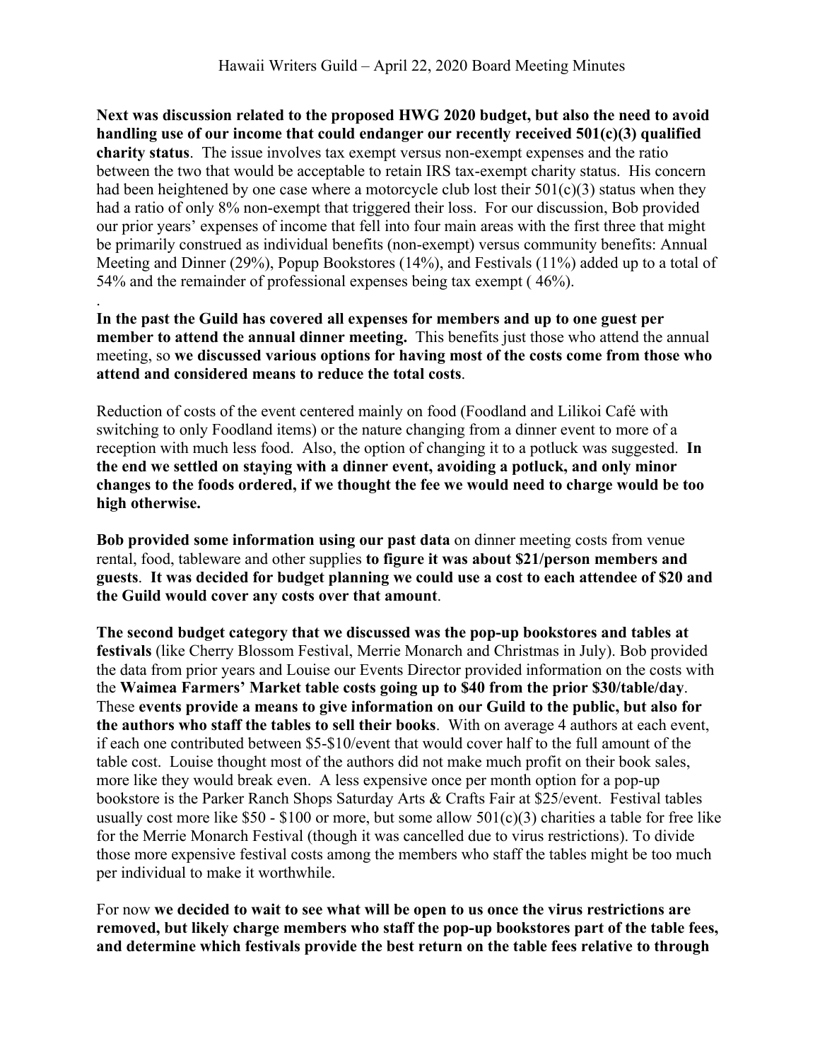**Next was discussion related to the proposed HWG 2020 budget, but also the need to avoid handling use of our income that could endanger our recently received 501(c)(3) qualified charity status**. The issue involves tax exempt versus non-exempt expenses and the ratio between the two that would be acceptable to retain IRS tax-exempt charity status. His concern had been heightened by one case where a motorcycle club lost their 501(c)(3) status when they had a ratio of only 8% non-exempt that triggered their loss. For our discussion, Bob provided our prior years' expenses of income that fell into four main areas with the first three that might be primarily construed as individual benefits (non-exempt) versus community benefits: Annual Meeting and Dinner (29%), Popup Bookstores (14%), and Festivals (11%) added up to a total of 54% and the remainder of professional expenses being tax exempt ( 46%).

.

**In the past the Guild has covered all expenses for members and up to one guest per member to attend the annual dinner meeting.** This benefits just those who attend the annual meeting, so **we discussed various options for having most of the costs come from those who attend and considered means to reduce the total costs**.

Reduction of costs of the event centered mainly on food (Foodland and Lilikoi Café with switching to only Foodland items) or the nature changing from a dinner event to more of a reception with much less food. Also, the option of changing it to a potluck was suggested. **In the end we settled on staying with a dinner event, avoiding a potluck, and only minor changes to the foods ordered, if we thought the fee we would need to charge would be too high otherwise.**

**Bob provided some information using our past data** on dinner meeting costs from venue rental, food, tableware and other supplies **to figure it was about $21/person members and guests**. **It was decided for budget planning we could use a cost to each attendee of $20 and the Guild would cover any costs over that amount**.

**The second budget category that we discussed was the pop-up bookstores and tables at festivals** (like Cherry Blossom Festival, Merrie Monarch and Christmas in July). Bob provided the data from prior years and Louise our Events Director provided information on the costs with the **Waimea Farmers' Market table costs going up to $40 from the prior $30/table/day**. These **events provide a means to give information on our Guild to the public, but also for the authors who staff the tables to sell their books**. With on average 4 authors at each event, if each one contributed between $5-$10/event that would cover half to the full amount of the table cost. Louise thought most of the authors did not make much profit on their book sales, more like they would break even. A less expensive once per month option for a pop-up bookstore is the Parker Ranch Shops Saturday Arts & Crafts Fair at $25/event. Festival tables usually cost more like $50 - $100 or more, but some allow 501(c)(3) charities a table for free like for the Merrie Monarch Festival (though it was cancelled due to virus restrictions). To divide those more expensive festival costs among the members who staff the tables might be too much per individual to make it worthwhile.

For now **we decided to wait to see what will be open to us once the virus restrictions are removed, but likely charge members who staff the pop-up bookstores part of the table fees, and determine which festivals provide the best return on the table fees relative to through**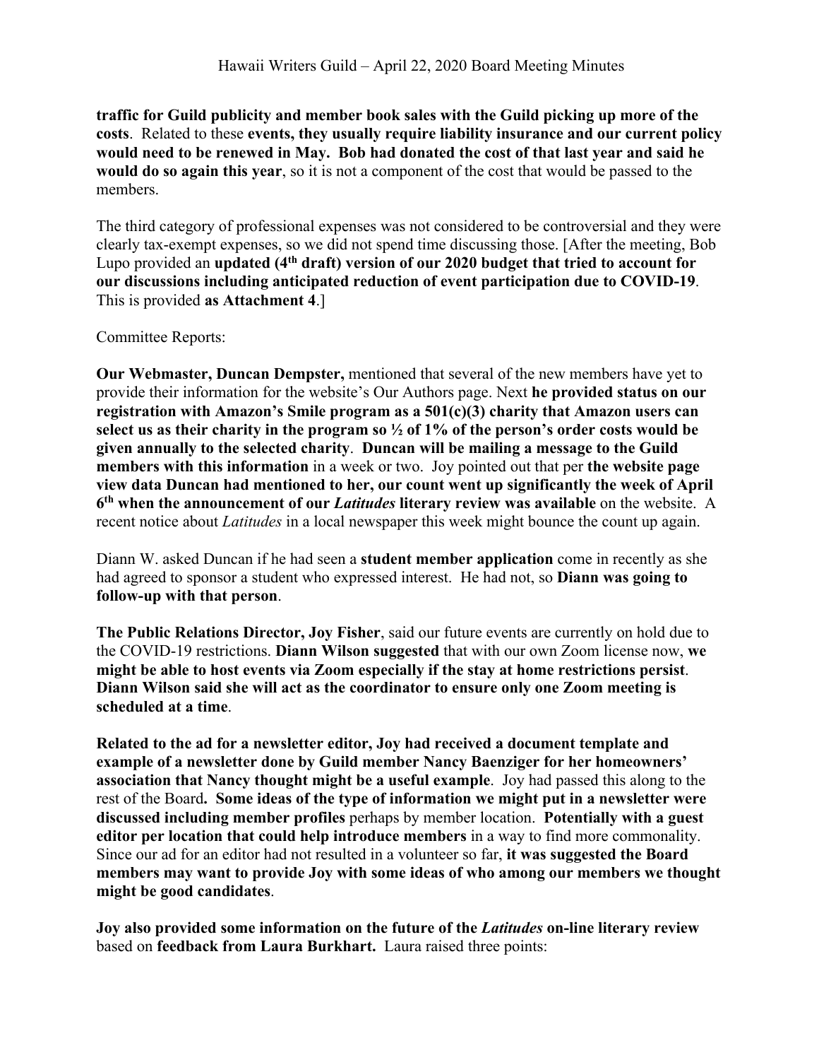**traffic for Guild publicity and member book sales with the Guild picking up more of the costs**. Related to these **events, they usually require liability insurance and our current policy would need to be renewed in May. Bob had donated the cost of that last year and said he would do so again this year**, so it is not a component of the cost that would be passed to the members.

The third category of professional expenses was not considered to be controversial and they were clearly tax-exempt expenses, so we did not spend time discussing those. [After the meeting, Bob Lupo provided an **updated (4th draft) version of our 2020 budget that tried to account for our discussions including anticipated reduction of event participation due to COVID-19**. This is provided **as Attachment 4**.]

Committee Reports:

**Our Webmaster, Duncan Dempster,** mentioned that several of the new members have yet to provide their information for the website's Our Authors page. Next **he provided status on our registration with Amazon's Smile program as a 501(c)(3) charity that Amazon users can select us as their charity in the program so ½ of 1% of the person's order costs would be given annually to the selected charity**. **Duncan will be mailing a message to the Guild members with this information** in a week or two. Joy pointed out that per **the website page view data Duncan had mentioned to her, our count went up significantly the week of April 6th when the announcement of our *Latitudes* literary review was available** on the website. A recent notice about *Latitudes* in a local newspaper this week might bounce the count up again.

Diann W. asked Duncan if he had seen a **student member application** come in recently as she had agreed to sponsor a student who expressed interest. He had not, so **Diann was going to follow-up with that person**.

**The Public Relations Director, Joy Fisher**, said our future events are currently on hold due to the COVID-19 restrictions. **Diann Wilson suggested** that with our own Zoom license now, **we might be able to host events via Zoom especially if the stay at home restrictions persist**. **Diann Wilson said she will act as the coordinator to ensure only one Zoom meeting is scheduled at a time**.

**Related to the ad for a newsletter editor, Joy had received a document template and example of a newsletter done by Guild member Nancy Baenziger for her homeowners' association that Nancy thought might be a useful example**. Joy had passed this along to the rest of the Board**. Some ideas of the type of information we might put in a newsletter were discussed including member profiles** perhaps by member location. **Potentially with a guest editor per location that could help introduce members** in a way to find more commonality. Since our ad for an editor had not resulted in a volunteer so far, **it was suggested the Board members may want to provide Joy with some ideas of who among our members we thought might be good candidates**.

**Joy also provided some information on the future of the *Latitudes* on-line literary review** based on **feedback from Laura Burkhart.** Laura raised three points: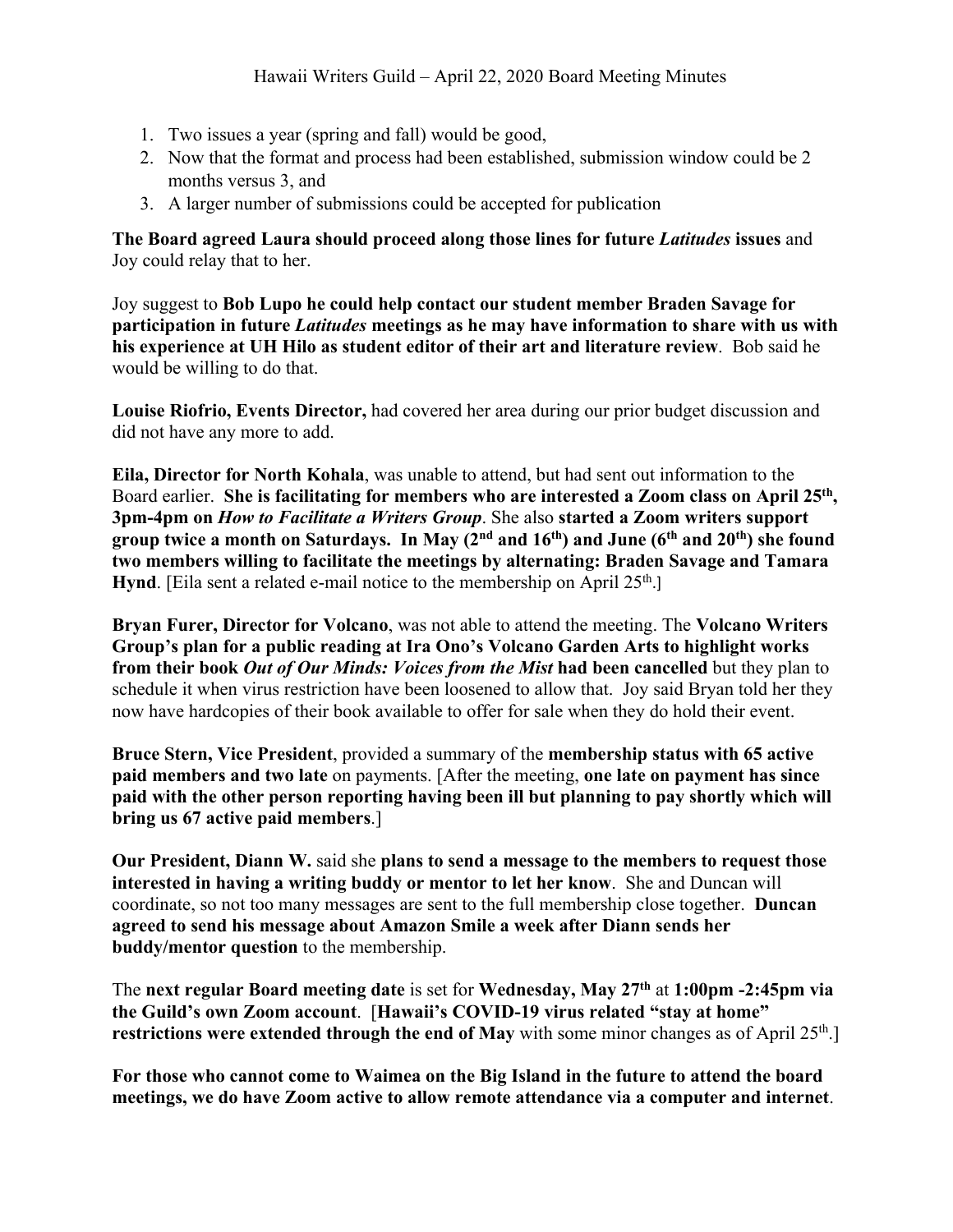1. Two issues a year (spring and fall) would be good,
2. Now that the format and process had been established, submission window could be 2 months versus 3, and
3. A larger number of submissions could be accepted for publication

**The Board agreed Laura should proceed along those lines for future *Latitudes* issues** and Joy could relay that to her.

Joy suggest to **Bob Lupo he could help contact our student member Braden Savage for participation in future *Latitudes* meetings as he may have information to share with us with his experience at UH Hilo as student editor of their art and literature review**. Bob said he would be willing to do that.

**Louise Riofrio, Events Director,** had covered her area during our prior budget discussion and did not have any more to add.

**Eila, Director for North Kohala**, was unable to attend, but had sent out information to the Board earlier. **She is facilitating for members who are interested a Zoom class on April 25th, 3pm-4pm on *How to Facilitate a Writers Group***. She also **started a Zoom writers support group twice a month on Saturdays. In May (2nd and 16th) and June (6th and 20th) she found two members willing to facilitate the meetings by alternating: Braden Savage and Tamara Hynd**. [Eila sent a related e-mail notice to the membership on April 25th.]

**Bryan Furer, Director for Volcano**, was not able to attend the meeting. The **Volcano Writers Group's plan for a public reading at Ira Ono's Volcano Garden Arts to highlight works from their book *Out of Our Minds: Voices from the Mist* had been cancelled** but they plan to schedule it when virus restriction have been loosened to allow that. Joy said Bryan told her they now have hardcopies of their book available to offer for sale when they do hold their event.

**Bruce Stern, Vice President**, provided a summary of the **membership status with 65 active paid members and two late** on payments. [After the meeting, **one late on payment has since paid with the other person reporting having been ill but planning to pay shortly which will bring us 67 active paid members**.]

**Our President, Diann W.** said she **plans to send a message to the members to request those interested in having a writing buddy or mentor to let her know**. She and Duncan will coordinate, so not too many messages are sent to the full membership close together. **Duncan agreed to send his message about Amazon Smile a week after Diann sends her buddy/mentor question** to the membership.

The **next regular Board meeting date** is set for **Wednesday, May 27th** at **1:00pm -2:45pm via the Guild's own Zoom account**. [**Hawaii's COVID-19 virus related "stay at home" restrictions were extended through the end of May** with some minor changes as of April 25th.]

**For those who cannot come to Waimea on the Big Island in the future to attend the board meetings, we do have Zoom active to allow remote attendance via a computer and internet**.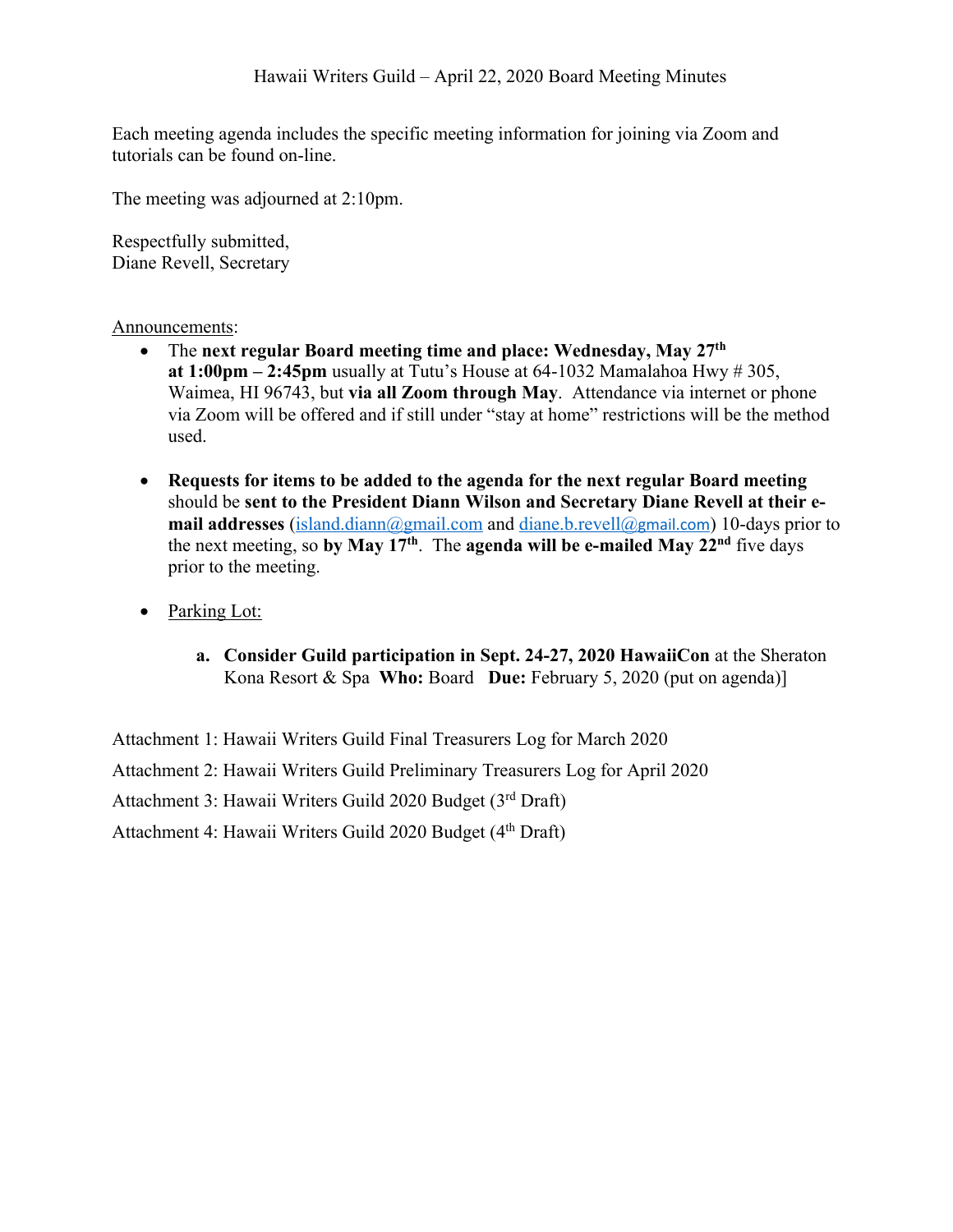Hawaii Writers Guild – April 22, 2020 Board Meeting Minutes

Each meeting agenda includes the specific meeting information for joining via Zoom and tutorials can be found on-line.

The meeting was adjourned at 2:10pm.

Respectfully submitted,
Diane Revell, Secretary

Announcements:

- The **next regular Board meeting time and place: Wednesday, May 27th at 1:00pm – 2:45pm** usually at Tutu's House at 64-1032 Mamalahoa Hwy # 305, Waimea, HI 96743, but **via all Zoom through May**. Attendance via internet or phone via Zoom will be offered and if still under "stay at home" restrictions will be the method used.

- **Requests for items to be added to the agenda for the next regular Board meeting** should be **sent to the President Diann Wilson and Secretary Diane Revell at their e-mail addresses** (island.diann@gmail.com and diane.b.revell@gmail.com) 10-days prior to the next meeting, so **by May 17th**. The **agenda will be e-mailed May 22nd** five days prior to the meeting.

- Parking Lot:

    a. **Consider Guild participation in Sept. 24-27, 2020 HawaiiCon** at the Sheraton Kona Resort & Spa **Who:** Board **Due:** February 5, 2020 (put on agenda)]

Attachment 1: Hawaii Writers Guild Final Treasurers Log for March 2020

Attachment 2: Hawaii Writers Guild Preliminary Treasurers Log for April 2020

Attachment 3: Hawaii Writers Guild 2020 Budget (3rd Draft)

Attachment 4: Hawaii Writers Guild 2020 Budget (4th Draft)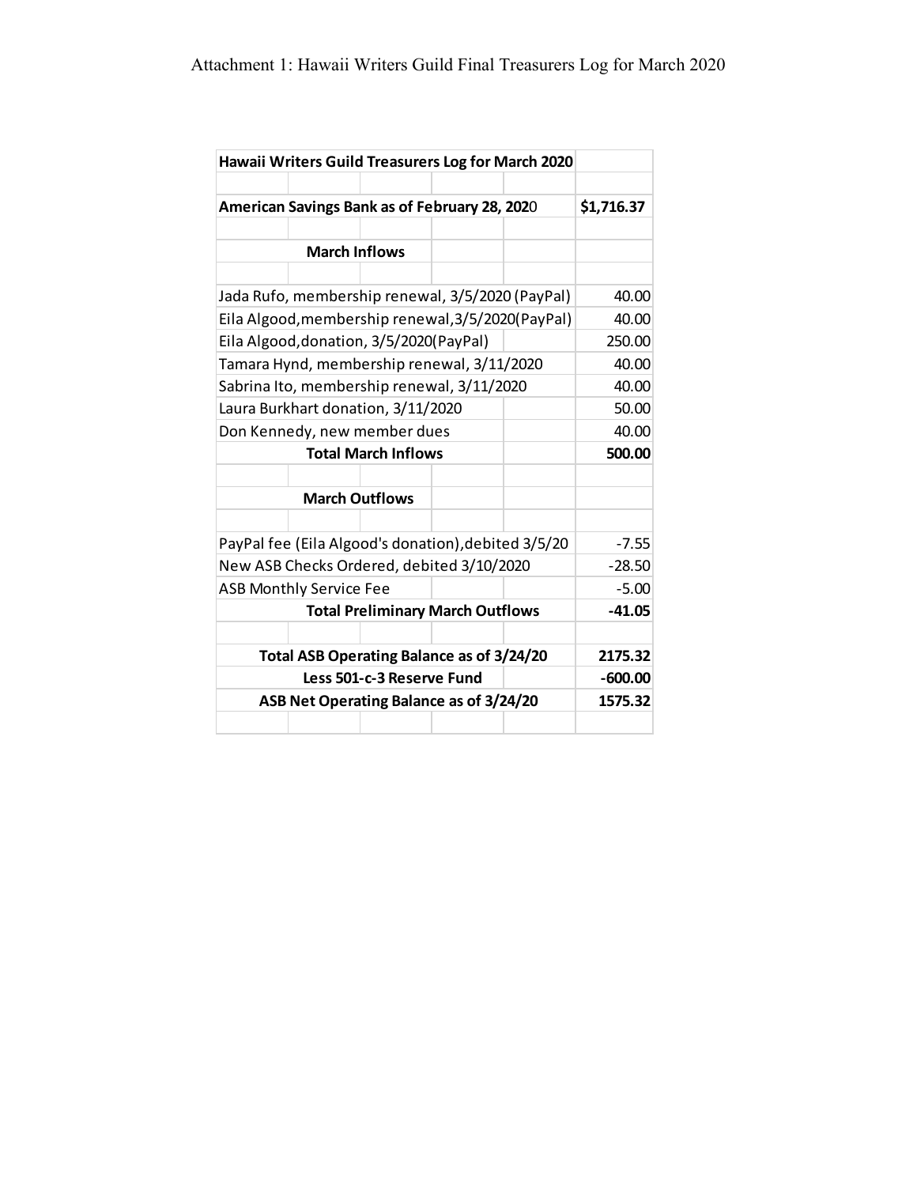Attachment 1: Hawaii Writers Guild Final Treasurers Log for March 2020

| **Hawaii Writers Guild Treasurers Log for March 2020** | |
|---|---|
| | |
| **American Savings Bank as of February 28, 2020** | **$1,716.37** |
| | |
| **March Inflows** | |
| | |
| Jada Rufo, membership renewal, 3/5/2020 (PayPal) | 40.00 |
| Eila Algood,membership renewal,3/5/2020(PayPal) | 40.00 |
| Eila Algood,donation, 3/5/2020(PayPal) | 250.00 |
| Tamara Hynd, membership renewal, 3/11/2020 | 40.00 |
| Sabrina Ito, membership renewal, 3/11/2020 | 40.00 |
| Laura Burkhart donation, 3/11/2020 | 50.00 |
| Don Kennedy, new member dues | 40.00 |
| **Total March Inflows** | **500.00** |
| | |
| **March Outflows** | |
| | |
| PayPal fee (Eila Algood's donation),debited 3/5/20 | -7.55 |
| New ASB Checks Ordered, debited 3/10/2020 | -28.50 |
| ASB Monthly Service Fee | -5.00 |
| **Total Preliminary March Outflows** | **-41.05** |
| | |
| **Total ASB Operating Balance as of 3/24/20** | **2175.32** |
| **Less 501-c-3 Reserve Fund** | **-600.00** |
| **ASB Net Operating Balance as of 3/24/20** | **1575.32** |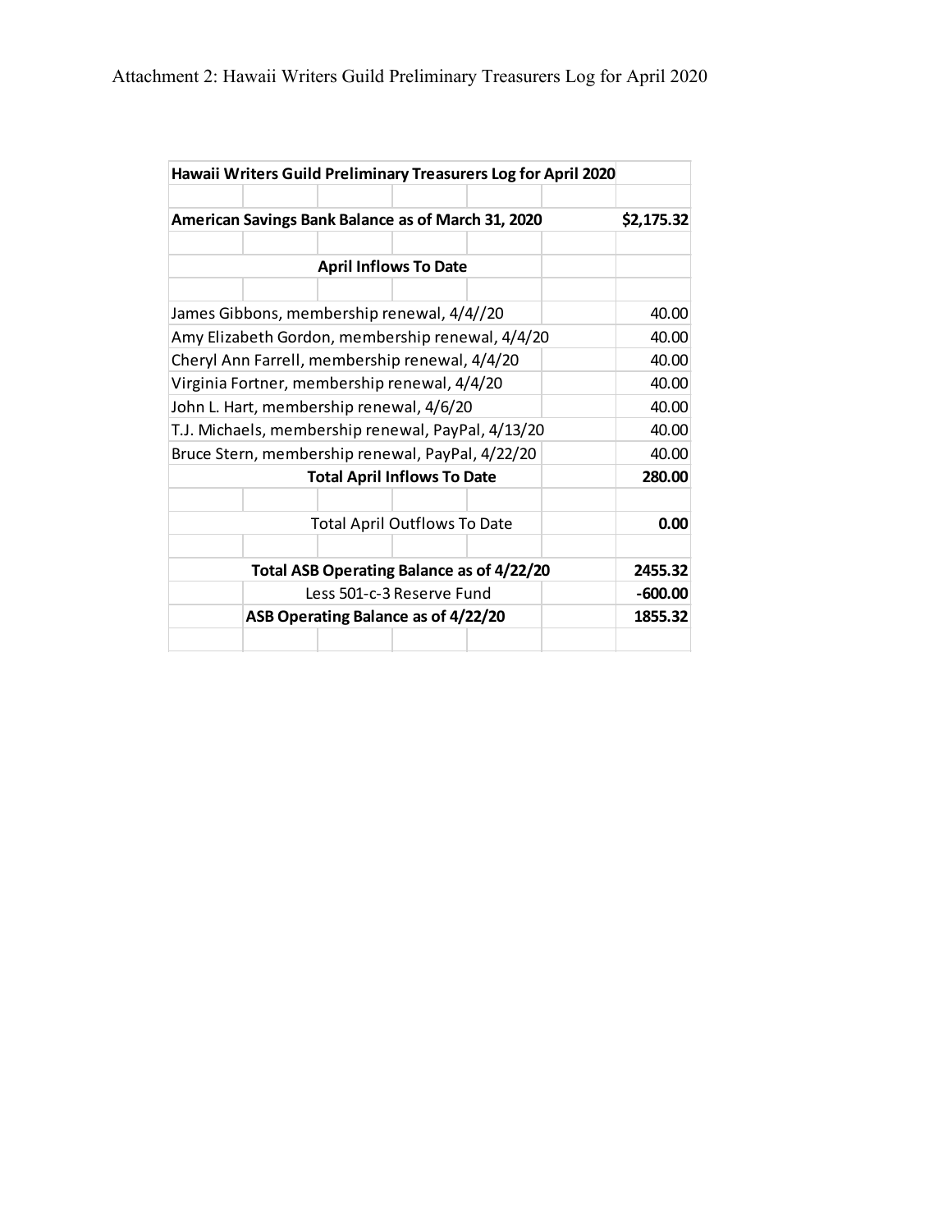Attachment 2: Hawaii Writers Guild Preliminary Treasurers Log for April 2020

| **Hawaii Writers Guild Preliminary Treasurers Log for April 2020** | |
|---|---|
| **American Savings Bank Balance as of March 31, 2020** | **$2,175.32** |
| **April Inflows To Date** | |
| James Gibbons, membership renewal, 4/4//20 | 40.00 |
| Amy Elizabeth Gordon, membership renewal, 4/4/20 | 40.00 |
| Cheryl Ann Farrell, membership renewal, 4/4/20 | 40.00 |
| Virginia Fortner, membership renewal, 4/4/20 | 40.00 |
| John L. Hart, membership renewal, 4/6/20 | 40.00 |
| T.J. Michaels, membership renewal, PayPal, 4/13/20 | 40.00 |
| Bruce Stern, membership renewal, PayPal, 4/22/20 | 40.00 |
| **Total April Inflows To Date** | **280.00** |
| Total April Outflows To Date | **0.00** |
| **Total ASB Operating Balance as of 4/22/20** | **2455.32** |
| Less 501-c-3 Reserve Fund | **-600.00** |
| **ASB Operating Balance as of 4/22/20** | **1855.32** |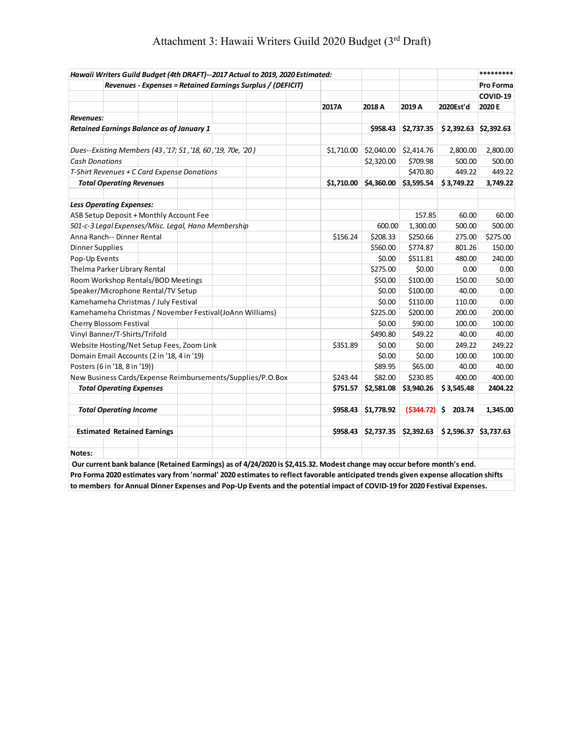# Attachment 3: Hawaii Writers Guild 2020 Budget (3rd Draft)

| *Hawaii Writers Guild Budget (4th DRAFT)--2017 Actual to 2019, 2020 Estimated:* | | | | | ********* |
|---|---|---|---|---|---|
| ***Revenues - Expenses = Retained Earnings Surplus / (DEFICIT)*** | | | | | **Pro Forma** |
| | | | | | **COVID-19** |
| | **2017A** | **2018 A** | **2019 A** | **2020Est'd** | **2020 E** |
| ***Revenues:*** | | | | | |
| ***Retained Earnings Balance as of January 1*** | | **$958.43** | **$2,737.35** | **$ 2,392.63** | **$2,392.63** |
| | | | | | |
| *Dues--Existing Members (43 ,'17; 51 ,'18, 60 ,'19, 70e, '20 )* | $1,710.00 | $2,040.00 | $2,414.76 | 2,800.00 | 2,800.00 |
| *Cash Donations* | | $2,320.00 | $709.98 | 500.00 | 500.00 |
| *T-Shirt Revenues + C Card Expense Donations* | | | $470.80 | 449.22 | 449.22 |
| ***Total Operating Revenues*** | **$1,710.00** | **$4,360.00** | **$3,595.54** | **$ 3,749.22** | **3,749.22** |
| | | | | | |
| ***Less Operating Expenses:*** | | | | | |
| ASB Setup Deposit + Monthly Account Fee | | | 157.85 | 60.00 | 60.00 |
| *501-c-3 Legal Expenses/Misc. Legal, Hano Membership* | | 600.00 | 1,300.00 | 500.00 | 500.00 |
| Anna Ranch-- Dinner Rental | $156.24 | $208.33 | $250.66 | 275.00 | $275.00 |
| Dinner Supplies | | $560.00 | $774.87 | 801.26 | 150.00 |
| Pop-Up Events | | $0.00 | $511.81 | 480.00 | 240.00 |
| Thelma Parker Library Rental | | $275.00 | $0.00 | 0.00 | 0.00 |
| Room Workshop Rentals/BOD Meetings | | $50.00 | $100.00 | 150.00 | 50.00 |
| Speaker/Microphone Rental/TV Setup | | $0.00 | $100.00 | 40.00 | 0.00 |
| Kamehameha Christmas / July Festival | | $0.00 | $110.00 | 110.00 | 0.00 |
| Kamehameha Christmas / November Festival(JoAnn Williams) | | $225.00 | $200.00 | 200.00 | 200.00 |
| Cherry Blossom Festival | | $0.00 | $90.00 | 100.00 | 100.00 |
| Vinyl Banner/T-Shirts/Trifold | | $490.80 | $49.22 | 40.00 | 40.00 |
| Website Hosting/Net Setup Fees, Zoom Link | $351.89 | $0.00 | $0.00 | 249.22 | 249.22 |
| Domain Email Accounts (2 in '18, 4 in '19) | | $0.00 | $0.00 | 100.00 | 100.00 |
| Posters (6 in '18, 8 in '19)) | | $89.95 | $65.00 | 40.00 | 40.00 |
| New Business Cards/Expense Reimbursements/Supplies/P.O.Box | $243.44 | $82.00 | $230.85 | 400.00 | 400.00 |
| ***Total Operating Expenses*** | **$751.57** | **$2,581.08** | **$3,940.26** | **$ 3,545.48** | **2404.22** |
| | | | | | |
| ***Total Operating Income*** | **$958.43** | **$1,778.92** | **($344.72)** | **$ 203.74** | **1,345.00** |
| | | | | | |
| ***Estimated Retained Earnings*** | **$958.43** | **$2,737.35** | **$2,392.63** | **$ 2,596.37** | **$3,737.63** |
| | | | | | |
| **Notes:** | | | | | |

**Our current bank balance (Retained Earmings) as of 4/24/2020 is $2,415.32. Modest change may occur before month's end.**

**Pro Forma 2020 estimates vary from 'normal' 2020 estimates to reflect favorable anticipated trends given expense allocation shifts to members for Annual Dinner Expenses and Pop-Up Events and the potential impact of COVID-19 for 2020 Festival Expenses.**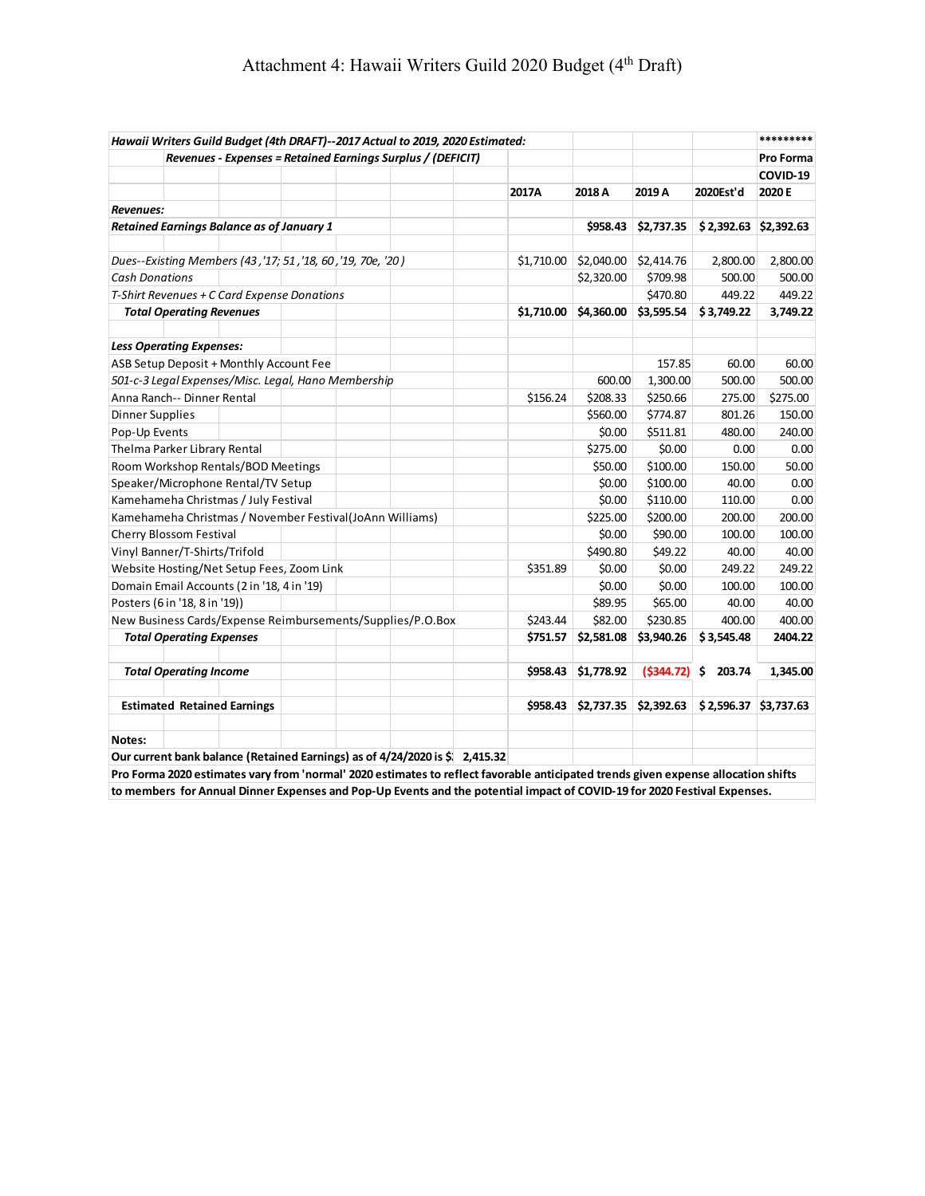# Attachment 4: Hawaii Writers Guild 2020 Budget (4th Draft)

| *Hawaii Writers Guild Budget (4th DRAFT)--2017 Actual to 2019, 2020 Estimated:* | | | | | *********** |
|---|---|---|---|---|---|
| ***Revenues - Expenses = Retained Earnings Surplus / (DEFICIT)*** | | | | | **Pro Forma** |
| | | | | | **COVID-19** |
| | **2017A** | **2018 A** | **2019 A** | **2020Est'd** | **2020 E** |
| ***Revenues:*** | | | | | |
| ***Retained Earnings Balance as of January 1*** | | **$958.43** | **$2,737.35** | **$ 2,392.63** | **$2,392.63** |
| | | | | | |
| *Dues--Existing Members (43 ,'17; 51 ,'18, 60 ,'19, 70e, '20 )* | $1,710.00 | $2,040.00 | $2,414.76 | 2,800.00 | 2,800.00 |
| *Cash Donations* | | $2,320.00 | $709.98 | 500.00 | 500.00 |
| *T-Shirt Revenues + C Card Expense Donations* | | | $470.80 | 449.22 | 449.22 |
| ***Total Operating Revenues*** | **$1,710.00** | **$4,360.00** | **$3,595.54** | **$ 3,749.22** | **3,749.22** |
| | | | | | |
| ***Less Operating Expenses:*** | | | | | |
| ASB Setup Deposit + Monthly Account Fee | | | 157.85 | 60.00 | 60.00 |
| *501-c-3 Legal Expenses/Misc. Legal, Hano Membership* | | 600.00 | 1,300.00 | 500.00 | 500.00 |
| Anna Ranch-- Dinner Rental | $156.24 | $208.33 | $250.66 | 275.00 | $275.00 |
| Dinner Supplies | | $560.00 | $774.87 | 801.26 | 150.00 |
| Pop-Up Events | | $0.00 | $511.81 | 480.00 | 240.00 |
| Thelma Parker Library Rental | | $275.00 | $0.00 | 0.00 | 0.00 |
| Room Workshop Rentals/BOD Meetings | | $50.00 | $100.00 | 150.00 | 50.00 |
| Speaker/Microphone Rental/TV Setup | | $0.00 | $100.00 | 40.00 | 0.00 |
| Kamehameha Christmas / July Festival | | $0.00 | $110.00 | 110.00 | 0.00 |
| Kamehameha Christmas / November Festival(JoAnn Williams) | | $225.00 | $200.00 | 200.00 | 200.00 |
| Cherry Blossom Festival | | $0.00 | $90.00 | 100.00 | 100.00 |
| Vinyl Banner/T-Shirts/Trifold | | $490.80 | $49.22 | 40.00 | 40.00 |
| Website Hosting/Net Setup Fees, Zoom Link | $351.89 | $0.00 | $0.00 | 249.22 | 249.22 |
| Domain Email Accounts (2 in '18, 4 in '19) | | $0.00 | $0.00 | 100.00 | 100.00 |
| Posters (6 in '18, 8 in '19)) | | $89.95 | $65.00 | 40.00 | 40.00 |
| New Business Cards/Expense Reimbursements/Supplies/P.O.Box | $243.44 | $82.00 | $230.85 | 400.00 | 400.00 |
| ***Total Operating Expenses*** | **$751.57** | **$2,581.08** | **$3,940.26** | **$ 3,545.48** | **2404.22** |
| | | | | | |
| ***Total Operating Income*** | **$958.43** | **$1,778.92** | **($344.72)** | **$ 203.74** | **1,345.00** |
| | | | | | |
| ***Estimated Retained Earnings*** | **$958.43** | **$2,737.35** | **$2,392.63** | **$ 2,596.37** | **$3,737.63** |
| | | | | | |
| **Notes:** | | | | | |
| **Our current bank balance (Retained Earnings) as of 4/24/2020 is $** | **2,415.32** | | | | |

**Pro Forma 2020 estimates vary from 'normal' 2020 estimates to reflect favorable anticipated trends given expense allocation shifts to members for Annual Dinner Expenses and Pop-Up Events and the potential impact of COVID-19 for 2020 Festival Expenses.**